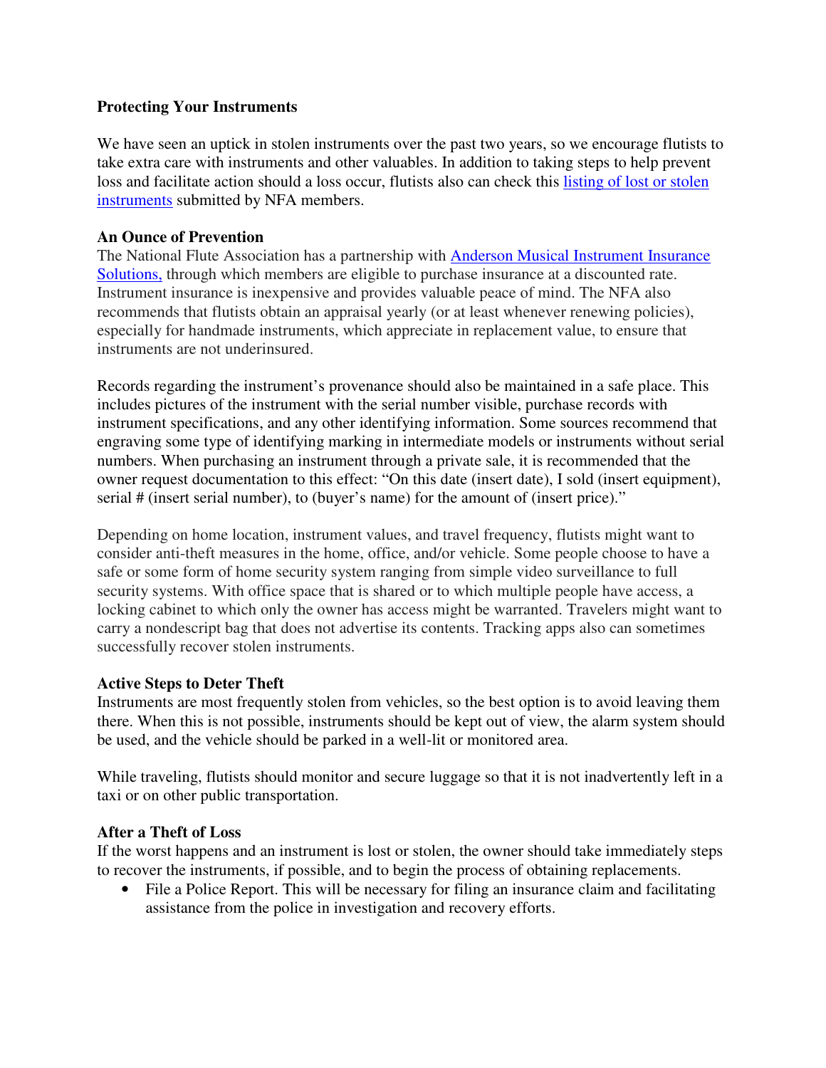**Protecting Your Instruments**

We have seen an uptick in stolen instruments over the past two years, so we encourage flutists to take extra care with instruments and other valuables. In addition to taking steps to help prevent loss and facilitate action should a loss occur, flutists also can check this [listing of lost or stolen instruments]() submitted by NFA members.

**An Ounce of Prevention**

The National Flute Association has a partnership with [Anderson Musical Instrument Insurance Solutions,]() through which members are eligible to purchase insurance at a discounted rate. Instrument insurance is inexpensive and provides valuable peace of mind. The NFA also recommends that flutists obtain an appraisal yearly (or at least whenever renewing policies), especially for handmade instruments, which appreciate in replacement value, to ensure that instruments are not underinsured.

Records regarding the instrument's provenance should also be maintained in a safe place. This includes pictures of the instrument with the serial number visible, purchase records with instrument specifications, and any other identifying information. Some sources recommend that engraving some type of identifying marking in intermediate models or instruments without serial numbers. When purchasing an instrument through a private sale, it is recommended that the owner request documentation to this effect: "On this date (insert date), I sold (insert equipment), serial # (insert serial number), to (buyer's name) for the amount of (insert price)."

Depending on home location, instrument values, and travel frequency, flutists might want to consider anti-theft measures in the home, office, and/or vehicle. Some people choose to have a safe or some form of home security system ranging from simple video surveillance to full security systems. With office space that is shared or to which multiple people have access, a locking cabinet to which only the owner has access might be warranted. Travelers might want to carry a nondescript bag that does not advertise its contents. Tracking apps also can sometimes successfully recover stolen instruments.

**Active Steps to Deter Theft**

Instruments are most frequently stolen from vehicles, so the best option is to avoid leaving them there. When this is not possible, instruments should be kept out of view, the alarm system should be used, and the vehicle should be parked in a well-lit or monitored area.

While traveling, flutists should monitor and secure luggage so that it is not inadvertently left in a taxi or on other public transportation.

**After a Theft of Loss**

If the worst happens and an instrument is lost or stolen, the owner should take immediately steps to recover the instruments, if possible, and to begin the process of obtaining replacements.

- File a Police Report. This will be necessary for filing an insurance claim and facilitating assistance from the police in investigation and recovery efforts.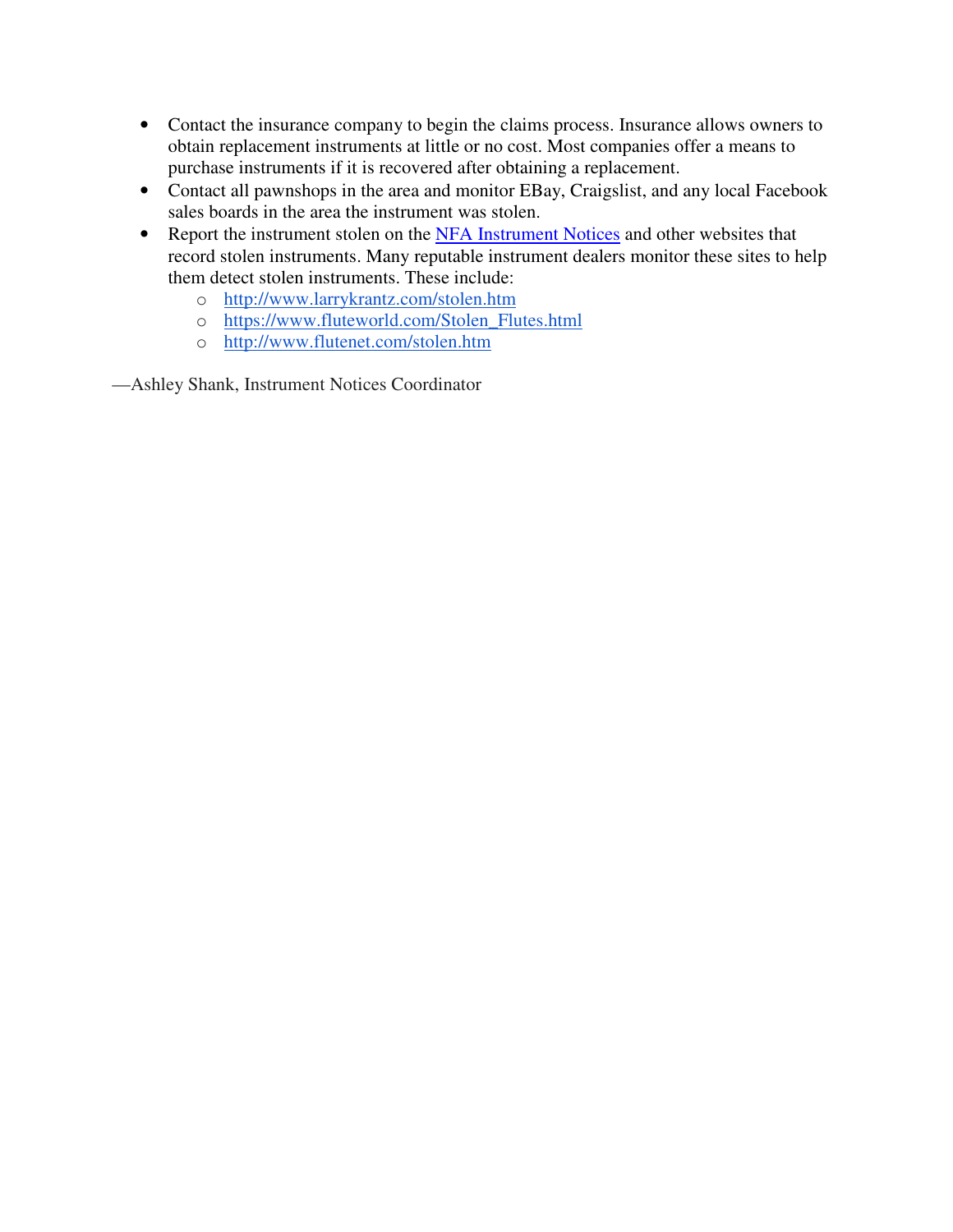- Contact the insurance company to begin the claims process. Insurance allows owners to obtain replacement instruments at little or no cost. Most companies offer a means to purchase instruments if it is recovered after obtaining a replacement.
- Contact all pawnshops in the area and monitor EBay, Craigslist, and any local Facebook sales boards in the area the instrument was stolen.
- Report the instrument stolen on the NFA Instrument Notices and other websites that record stolen instruments. Many reputable instrument dealers monitor these sites to help them detect stolen instruments. These include:
  - http://www.larrykrantz.com/stolen.htm
  - https://www.fluteworld.com/Stolen_Flutes.html
  - http://www.flutenet.com/stolen.htm

—Ashley Shank, Instrument Notices Coordinator